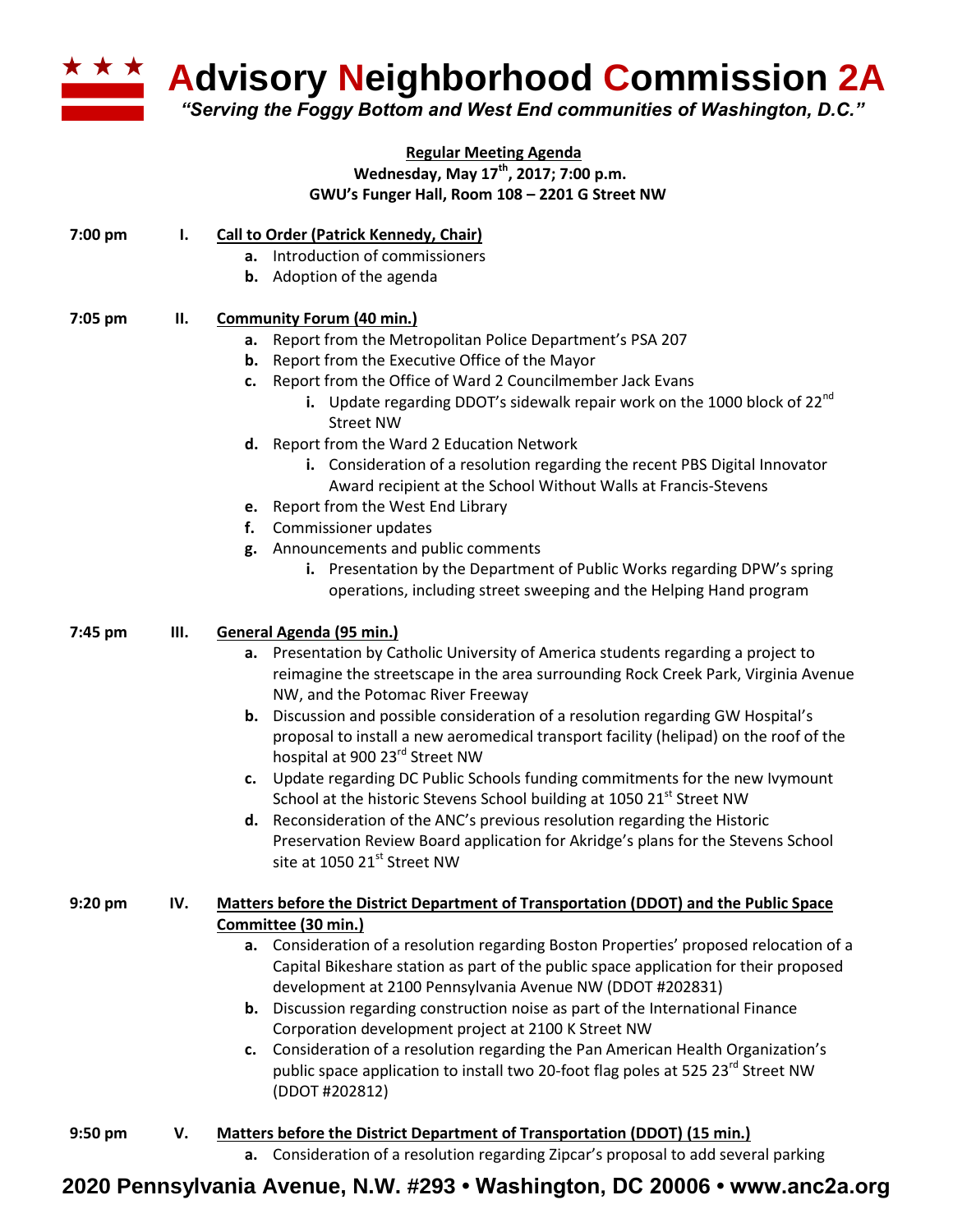# Advisory Neighborhood Commission 2A

*"Serving the Foggy Bottom and West End communities of Washington, D.C."*

**Regular Meeting Agenda**
**Wednesday, May 17th, 2017; 7:00 p.m.**
**GWU's Funger Hall, Room 108 – 2201 G Street NW**

**7:00 pm — I. Call to Order (Patrick Kennedy, Chair)**

- **a.** Introduction of commissioners
- **b.** Adoption of the agenda

**7:05 pm — II. Community Forum (40 min.)**

- **a.** Report from the Metropolitan Police Department's PSA 207
- **b.** Report from the Executive Office of the Mayor
- **c.** Report from the Office of Ward 2 Councilmember Jack Evans
  - **i.** Update regarding DDOT's sidewalk repair work on the 1000 block of 22nd Street NW
- **d.** Report from the Ward 2 Education Network
  - **i.** Consideration of a resolution regarding the recent PBS Digital Innovator Award recipient at the School Without Walls at Francis-Stevens
- **e.** Report from the West End Library
- **f.** Commissioner updates
- **g.** Announcements and public comments
  - **i.** Presentation by the Department of Public Works regarding DPW's spring operations, including street sweeping and the Helping Hand program

**7:45 pm — III. General Agenda (95 min.)**

- **a.** Presentation by Catholic University of America students regarding a project to reimagine the streetscape in the area surrounding Rock Creek Park, Virginia Avenue NW, and the Potomac River Freeway
- **b.** Discussion and possible consideration of a resolution regarding GW Hospital's proposal to install a new aeromedical transport facility (helipad) on the roof of the hospital at 900 23rd Street NW
- **c.** Update regarding DC Public Schools funding commitments for the new Ivymount School at the historic Stevens School building at 1050 21st Street NW
- **d.** Reconsideration of the ANC's previous resolution regarding the Historic Preservation Review Board application for Akridge's plans for the Stevens School site at 1050 21st Street NW

**9:20 pm — IV. Matters before the District Department of Transportation (DDOT) and the Public Space Committee (30 min.)**

- **a.** Consideration of a resolution regarding Boston Properties' proposed relocation of a Capital Bikeshare station as part of the public space application for their proposed development at 2100 Pennsylvania Avenue NW (DDOT #202831)
- **b.** Discussion regarding construction noise as part of the International Finance Corporation development project at 2100 K Street NW
- **c.** Consideration of a resolution regarding the Pan American Health Organization's public space application to install two 20-foot flag poles at 525 23rd Street NW (DDOT #202812)

**9:50 pm — V. Matters before the District Department of Transportation (DDOT) (15 min.)**

- **a.** Consideration of a resolution regarding Zipcar's proposal to add several parking

**2020 Pennsylvania Avenue, N.W. #293 • Washington, DC 20006 • www.anc2a.org**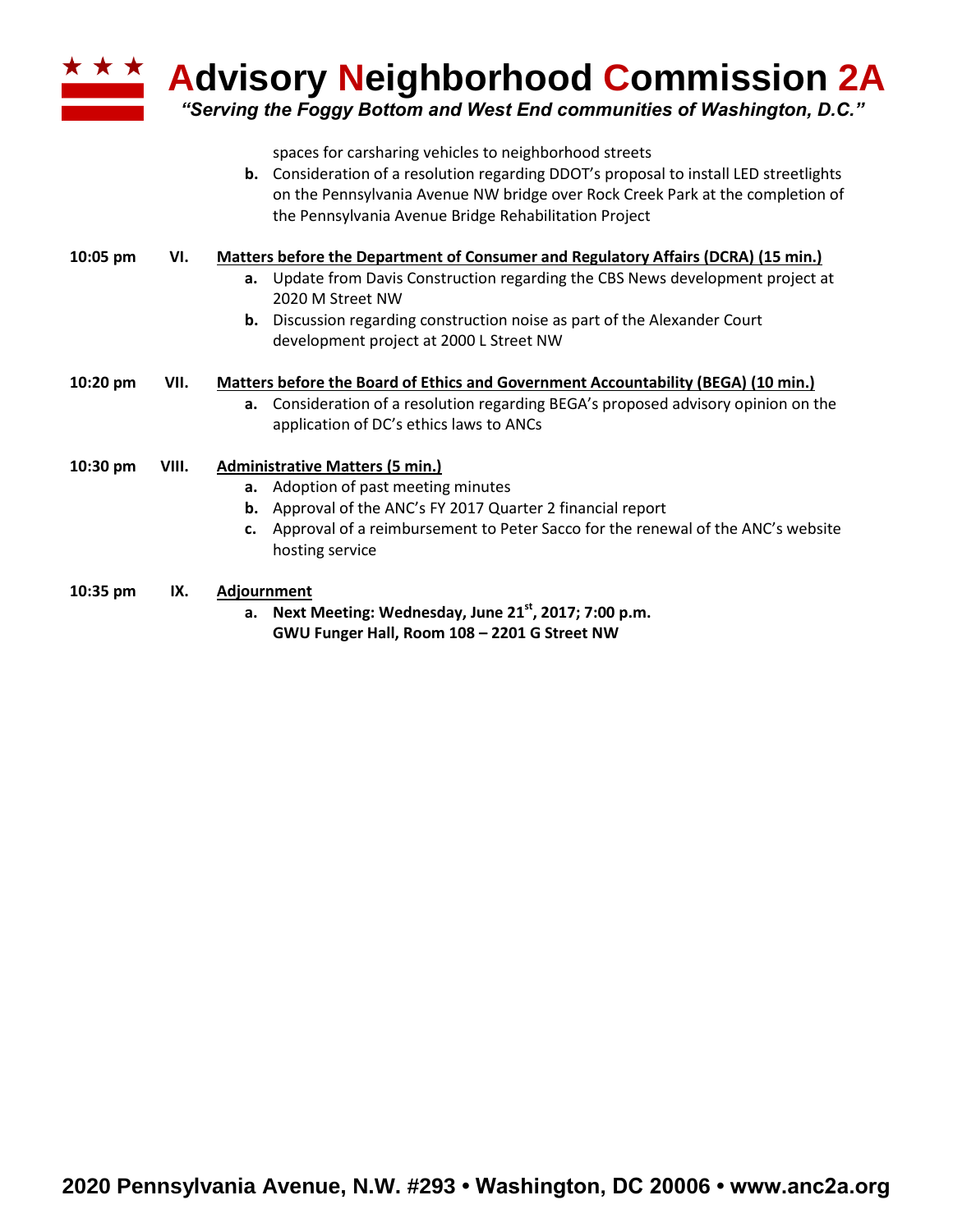spaces for carsharing vehicles to neighborhood streets

**b.** Consideration of a resolution regarding DDOT's proposal to install LED streetlights on the Pennsylvania Avenue NW bridge over Rock Creek Park at the completion of the Pennsylvania Avenue Bridge Rehabilitation Project

**10:05 pm VI. Matters before the Department of Consumer and Regulatory Affairs (DCRA) (15 min.)**

**a.** Update from Davis Construction regarding the CBS News development project at 2020 M Street NW

**b.** Discussion regarding construction noise as part of the Alexander Court development project at 2000 L Street NW

**10:20 pm VII. Matters before the Board of Ethics and Government Accountability (BEGA) (10 min.)**

**a.** Consideration of a resolution regarding BEGA's proposed advisory opinion on the application of DC's ethics laws to ANCs

**10:30 pm VIII. Administrative Matters (5 min.)**

**a.** Adoption of past meeting minutes

**b.** Approval of the ANC's FY 2017 Quarter 2 financial report

**c.** Approval of a reimbursement to Peter Sacco for the renewal of the ANC's website hosting service

**10:35 pm IX. Adjournment**

**a. Next Meeting: Wednesday, June 21st, 2017; 7:00 p.m.**
**GWU Funger Hall, Room 108 – 2201 G Street NW**